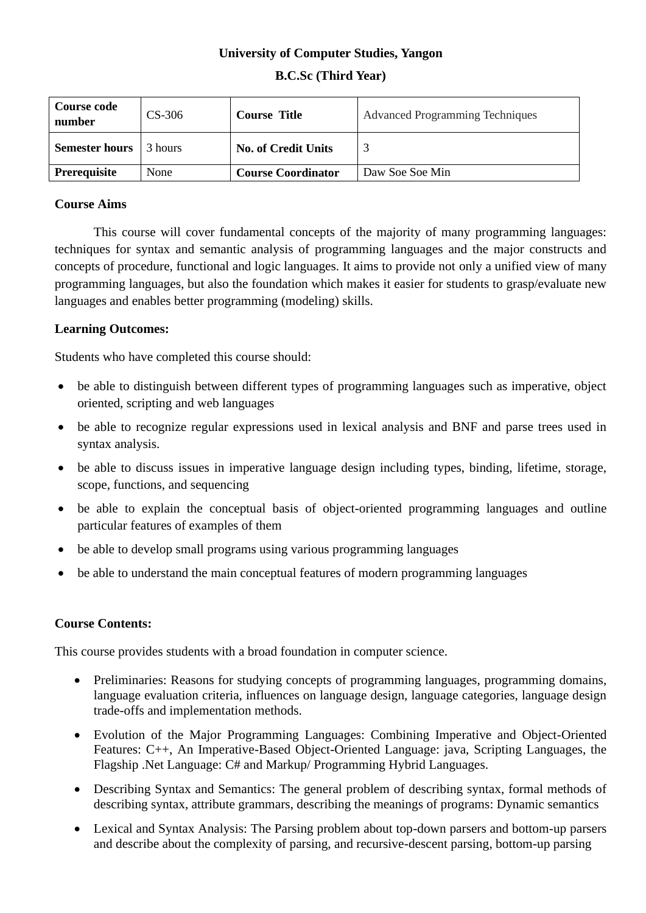**University of Computer Studies, Yangon**

**B.C.Sc (Third Year)**

| **Course code number** | CS-306 | **Course Title** | Advanced Programming Techniques |
|---|---|---|---|
| **Semester hours** | 3 hours | **No. of Credit Units** | 3 |
| **Prerequisite** | None | **Course Coordinator** | Daw Soe Soe Min |

**Course Aims**

This course will cover fundamental concepts of the majority of many programming languages: techniques for syntax and semantic analysis of programming languages and the major constructs and concepts of procedure, functional and logic languages. It aims to provide not only a unified view of many programming languages, but also the foundation which makes it easier for students to grasp/evaluate new languages and enables better programming (modeling) skills.

**Learning Outcomes:**

Students who have completed this course should:

- be able to distinguish between different types of programming languages such as imperative, object oriented, scripting and web languages
- be able to recognize regular expressions used in lexical analysis and BNF and parse trees used in syntax analysis.
- be able to discuss issues in imperative language design including types, binding, lifetime, storage, scope, functions, and sequencing
- be able to explain the conceptual basis of object-oriented programming languages and outline particular features of examples of them
- be able to develop small programs using various programming languages
- be able to understand the main conceptual features of modern programming languages

**Course Contents:**

This course provides students with a broad foundation in computer science.

- Preliminaries: Reasons for studying concepts of programming languages, programming domains, language evaluation criteria, influences on language design, language categories, language design trade-offs and implementation methods.
- Evolution of the Major Programming Languages: Combining Imperative and Object-Oriented Features: C++, An Imperative-Based Object-Oriented Language: java, Scripting Languages, the Flagship .Net Language: C# and Markup/ Programming Hybrid Languages.
- Describing Syntax and Semantics: The general problem of describing syntax, formal methods of describing syntax, attribute grammars, describing the meanings of programs: Dynamic semantics
- Lexical and Syntax Analysis: The Parsing problem about top-down parsers and bottom-up parsers and describe about the complexity of parsing, and recursive-descent parsing, bottom-up parsing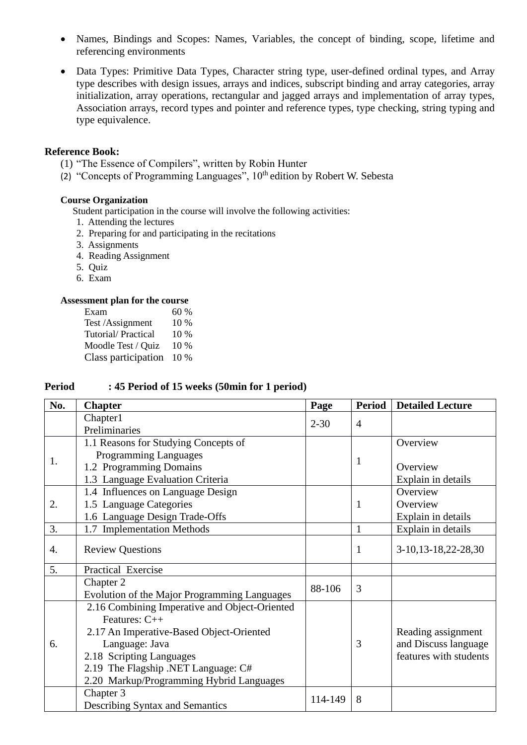- Names, Bindings and Scopes: Names, Variables, the concept of binding, scope, lifetime and referencing environments
- Data Types: Primitive Data Types, Character string type, user-defined ordinal types, and Array type describes with design issues, arrays and indices, subscript binding and array categories, array initialization, array operations, rectangular and jagged arrays and implementation of array types, Association arrays, record types and pointer and reference types, type checking, string typing and type equivalence.

**Reference Book:**

(1) "The Essence of Compilers", written by Robin Hunter
(2) "Concepts of Programming Languages", 10th edition by Robert W. Sebesta

**Course Organization**

Student participation in the course will involve the following activities:

1. Attending the lectures
2. Preparing for and participating in the recitations
3. Assignments
4. Reading Assignment
5. Quiz
6. Exam

**Assessment plan for the course**

| | |
|---|---|
| Exam | 60 % |
| Test /Assignment | 10 % |
| Tutorial/ Practical | 10 % |
| Moodle Test / Quiz | 10 % |
| Class participation | 10 % |

**Period : 45 Period of 15 weeks (50min for 1 period)**

| No. | Chapter | Page | Period | Detailed Lecture |
|---|---|---|---|---|
| | Chapter1<br>Preliminaries | 2-30 | 4 | |
| 1. | 1.1 Reasons for Studying Concepts of Programming Languages<br>1.2 Programming Domains<br>1.3 Language Evaluation Criteria | | 1 | Overview<br><br>Overview<br>Explain in details |
| 2. | 1.4 Influences on Language Design<br>1.5 Language Categories<br>1.6 Language Design Trade-Offs | | 1 | Overview<br>Overview<br>Explain in details |
| 3. | 1.7 Implementation Methods | | 1 | Explain in details |
| 4. | Review Questions | | 1 | 3-10,13-18,22-28,30 |
| 5. | Practical Exercise | | | |
| | Chapter 2<br>Evolution of the Major Programming Languages | 88-106 | 3 | |
| 6. | 2.16 Combining Imperative and Object-Oriented Features: C++<br>2.17 An Imperative-Based Object-Oriented Language: Java<br>2.18 Scripting Languages<br>2.19 The Flagship .NET Language: C#<br>2.20 Markup/Programming Hybrid Languages | | 3 | Reading assignment and Discuss language features with students |
| | Chapter 3<br>Describing Syntax and Semantics | 114-149 | 8 | |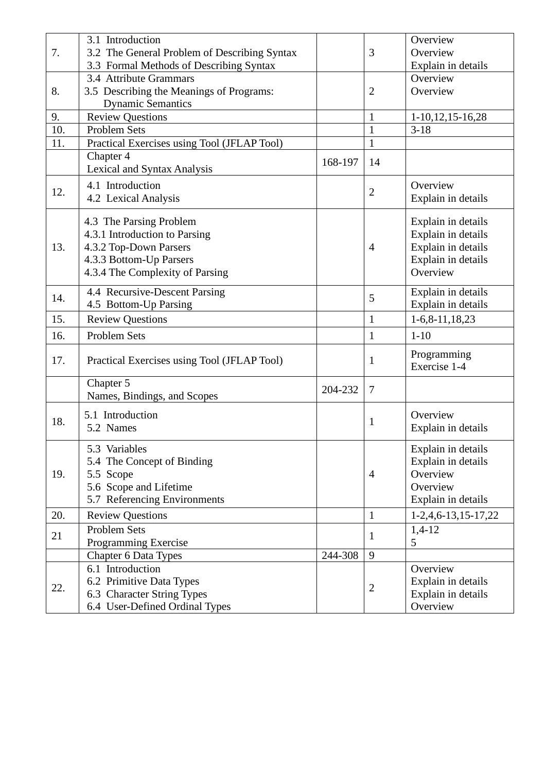| | | | | |
|---|---|---|---|---|
| 7. | 3.1 Introduction<br>3.2 The General Problem of Describing Syntax<br>3.3 Formal Methods of Describing Syntax | | 3 | Overview<br>Overview<br>Explain in details |
| 8. | 3.4 Attribute Grammars<br>3.5 Describing the Meanings of Programs: Dynamic Semantics | | 2 | Overview<br>Overview |
| 9. | Review Questions | | 1 | 1-10,12,15-16,28 |
| 10. | Problem Sets | | 1 | 3-18 |
| 11. | Practical Exercises using Tool (JFLAP Tool) | | 1 | |
| | Chapter 4<br>Lexical and Syntax Analysis | 168-197 | 14 | |
| 12. | 4.1 Introduction<br>4.2 Lexical Analysis | | 2 | Overview<br>Explain in details |
| 13. | 4.3 The Parsing Problem<br>4.3.1 Introduction to Parsing<br>4.3.2 Top-Down Parsers<br>4.3.3 Bottom-Up Parsers<br>4.3.4 The Complexity of Parsing | | 4 | Explain in details<br>Explain in details<br>Explain in details<br>Explain in details<br>Overview |
| 14. | 4.4 Recursive-Descent Parsing<br>4.5 Bottom-Up Parsing | | 5 | Explain in details<br>Explain in details |
| 15. | Review Questions | | 1 | 1-6,8-11,18,23 |
| 16. | Problem Sets | | 1 | 1-10 |
| 17. | Practical Exercises using Tool (JFLAP Tool) | | 1 | Programming Exercise 1-4 |
| | Chapter 5<br>Names, Bindings, and Scopes | 204-232 | 7 | |
| 18. | 5.1 Introduction<br>5.2 Names | | 1 | Overview<br>Explain in details |
| 19. | 5.3 Variables<br>5.4 The Concept of Binding<br>5.5 Scope<br>5.6 Scope and Lifetime<br>5.7 Referencing Environments | | 4 | Explain in details<br>Explain in details<br>Overview<br>Overview<br>Explain in details |
| 20. | Review Questions | | 1 | 1-2,4,6-13,15-17,22 |
| 21 | Problem Sets<br>Programming Exercise | | 1 | 1,4-12<br>5 |
| | Chapter 6 Data Types | 244-308 | 9 | |
| 22. | 6.1 Introduction<br>6.2 Primitive Data Types<br>6.3 Character String Types<br>6.4 User-Defined Ordinal Types | | 2 | Overview<br>Explain in details<br>Explain in details<br>Overview |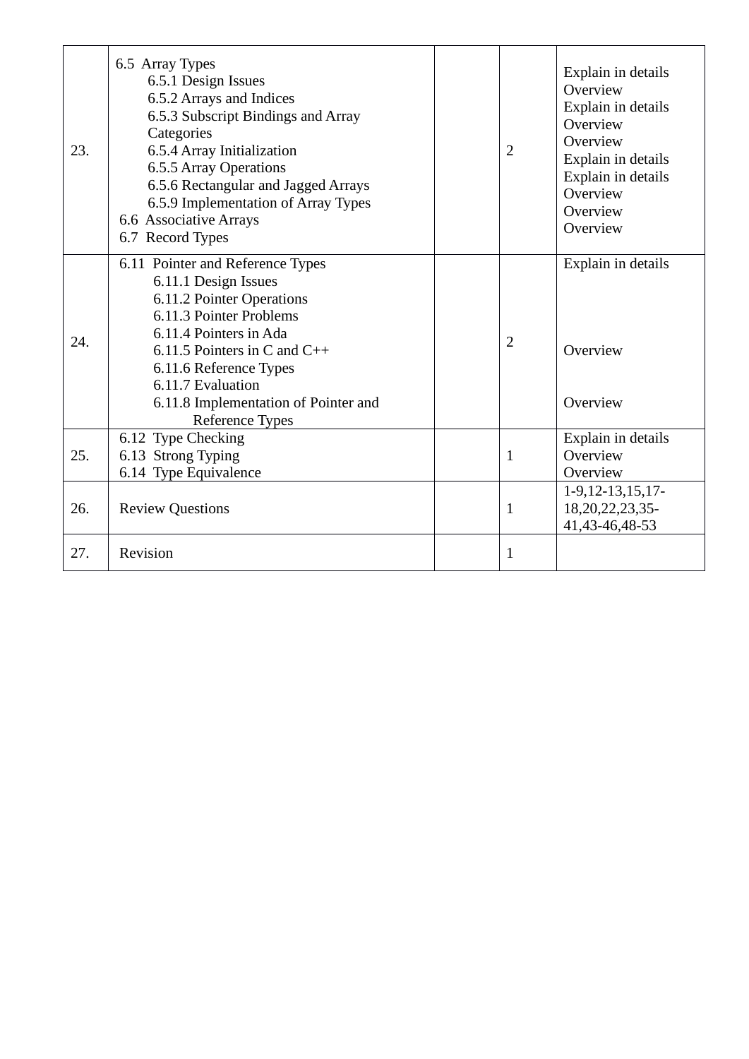| | | | | |
|---|---|---|---|---|
| 23. | 6.5 Array Types<br>6.5.1 Design Issues<br>6.5.2 Arrays and Indices<br>6.5.3 Subscript Bindings and Array Categories<br>6.5.4 Array Initialization<br>6.5.5 Array Operations<br>6.5.6 Rectangular and Jagged Arrays<br>6.5.9 Implementation of Array Types<br>6.6 Associative Arrays<br>6.7 Record Types | | 2 | Explain in details<br>Overview<br>Explain in details<br>Overview<br>Overview<br>Explain in details<br>Explain in details<br>Overview<br>Overview<br>Overview |
| 24. | 6.11 Pointer and Reference Types<br>6.11.1 Design Issues<br>6.11.2 Pointer Operations<br>6.11.3 Pointer Problems<br>6.11.4 Pointers in Ada<br>6.11.5 Pointers in C and C++<br>6.11.6 Reference Types<br>6.11.7 Evaluation<br>6.11.8 Implementation of Pointer and Reference Types | | 2 | Explain in details<br><br><br><br><br>Overview<br><br><br>Overview |
| 25. | 6.12 Type Checking<br>6.13 Strong Typing<br>6.14 Type Equivalence | | 1 | Explain in details<br>Overview<br>Overview |
| 26. | Review Questions | | 1 | 1-9,12-13,15,17-18,20,22,23,35-41,43-46,48-53 |
| 27. | Revision | | 1 | |